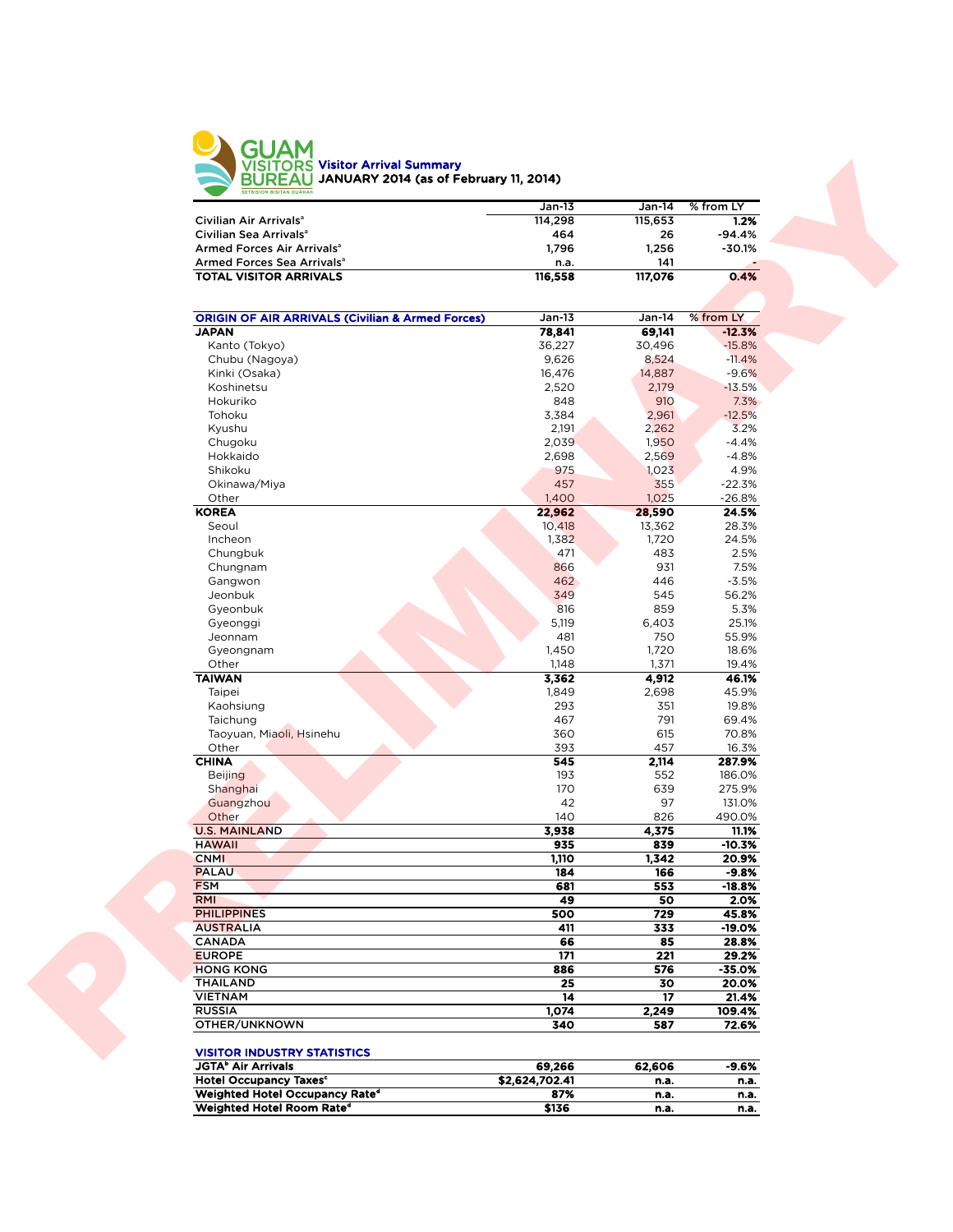# GUAM VISITORS BUREAU

SETSISION BISITAN GUÅHAN

## Visitor Arrival Summary
## JANUARY 2014 (as of February 11, 2014)

| | Jan-13 | Jan-14 | % from LY |
|---|---|---|---|
| Civilian Air Arrivals[a] | 114,298 | 115,653 | 1.2% |
| Civilian Sea Arrivals[a] | 464 | 26 | -94.4% |
| Armed Forces Air Arrivals[a] | 1,796 | 1,256 | -30.1% |
| Armed Forces Sea Arrivals[a] | n.a. | 141 | - |
| **TOTAL VISITOR ARRIVALS** | **116,558** | **117,076** | **0.4%** |

| ORIGIN OF AIR ARRIVALS (Civilian & Armed Forces) | Jan-13 | Jan-14 | % from LY |
|---|---|---|---|
| **JAPAN** | **78,841** | **69,141** | **-12.3%** |
| Kanto (Tokyo) | 36,227 | 30,496 | -15.8% |
| Chubu (Nagoya) | 9,626 | 8,524 | -11.4% |
| Kinki (Osaka) | 16,476 | 14,887 | -9.6% |
| Koshinetsu | 2,520 | 2,179 | -13.5% |
| Hokuriko | 848 | 910 | 7.3% |
| Tohoku | 3,384 | 2,961 | -12.5% |
| Kyushu | 2,191 | 2,262 | 3.2% |
| Chugoku | 2,039 | 1,950 | -4.4% |
| Hokkaido | 2,698 | 2,569 | -4.8% |
| Shikoku | 975 | 1,023 | 4.9% |
| Okinawa/Miya | 457 | 355 | -22.3% |
| Other | 1,400 | 1,025 | -26.8% |
| **KOREA** | **22,962** | **28,590** | **24.5%** |
| Seoul | 10,418 | 13,362 | 28.3% |
| Incheon | 1,382 | 1,720 | 24.5% |
| Chungbuk | 471 | 483 | 2.5% |
| Chungnam | 866 | 931 | 7.5% |
| Gangwon | 462 | 446 | -3.5% |
| Jeonbuk | 349 | 545 | 56.2% |
| Gyeonbuk | 816 | 859 | 5.3% |
| Gyeonggi | 5,119 | 6,403 | 25.1% |
| Jeonnam | 481 | 750 | 55.9% |
| Gyeongnam | 1,450 | 1,720 | 18.6% |
| Other | 1,148 | 1,371 | 19.4% |
| **TAIWAN** | **3,362** | **4,912** | **46.1%** |
| Taipei | 1,849 | 2,698 | 45.9% |
| Kaohsiung | 293 | 351 | 19.8% |
| Taichung | 467 | 791 | 69.4% |
| Taoyuan, Miaoli, Hsinehu | 360 | 615 | 70.8% |
| Other | 393 | 457 | 16.3% |
| **CHINA** | **545** | **2,114** | **287.9%** |
| Beijing | 193 | 552 | 186.0% |
| Shanghai | 170 | 639 | 275.9% |
| Guangzhou | 42 | 97 | 131.0% |
| Other | 140 | 826 | 490.0% |
| **U.S. MAINLAND** | **3,938** | **4,375** | **11.1%** |
| **HAWAII** | **935** | **839** | **-10.3%** |
| **CNMI** | **1,110** | **1,342** | **20.9%** |
| **PALAU** | **184** | **166** | **-9.8%** |
| **FSM** | **681** | **553** | **-18.8%** |
| **RMI** | **49** | **50** | **2.0%** |
| **PHILIPPINES** | **500** | **729** | **45.8%** |
| **AUSTRALIA** | **411** | **333** | **-19.0%** |
| **CANADA** | **66** | **85** | **28.8%** |
| **EUROPE** | **171** | **221** | **29.2%** |
| **HONG KONG** | **886** | **576** | **-35.0%** |
| **THAILAND** | **25** | **30** | **20.0%** |
| **VIETNAM** | **14** | **17** | **21.4%** |
| **RUSSIA** | **1,074** | **2,249** | **109.4%** |
| **OTHER/UNKNOWN** | **340** | **587** | **72.6%** |

| VISITOR INDUSTRY STATISTICS | | | |
|---|---|---|---|
| **JGTA[b] Air Arrivals** | **69,266** | **62,606** | **-9.6%** |
| **Hotel Occupancy Taxes[c]** | **$2,624,702.41** | **n.a.** | **n.a.** |
| **Weighted Hotel Occupancy Rate[d]** | **87%** | **n.a.** | **n.a.** |
| **Weighted Hotel Room Rate[d]** | **$136** | **n.a.** | **n.a.** |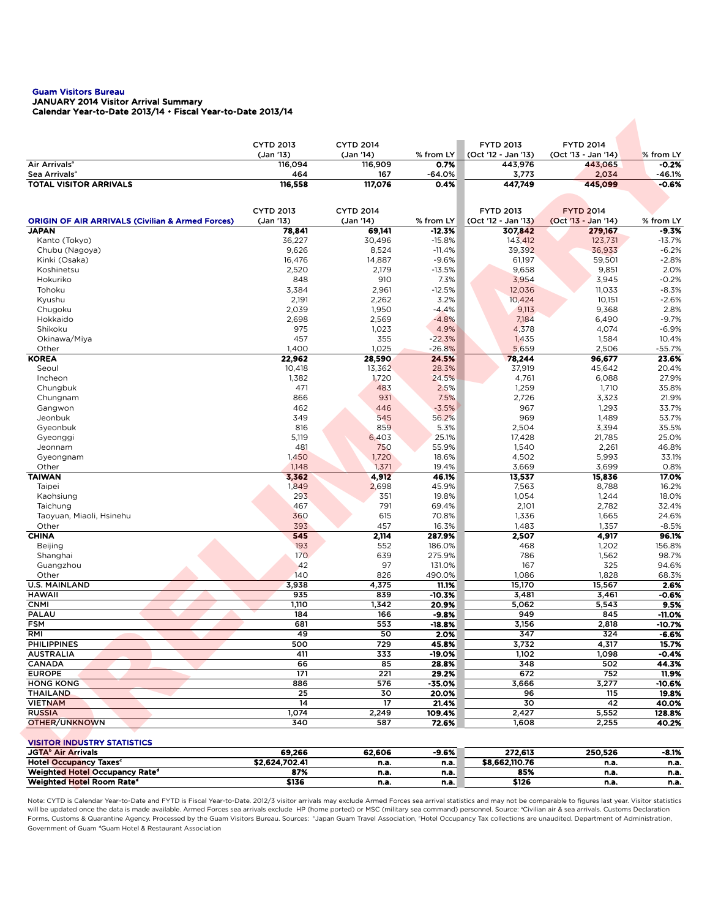**Guam Visitors Bureau**
**JANUARY 2014 Visitor Arrival Summary**
**Calendar Year-to-Date 2013/14 • Fiscal Year-to-Date 2013/14**

PRELIMINARY

| | CYTD 2013 (Jan '13) | CYTD 2014 (Jan '14) | % from LY | FYTD 2013 (Oct '12 - Jan '13) | FYTD 2014 (Oct '13 - Jan '14) | % from LY |
|---|---|---|---|---|---|---|
| Air Arrivals[a] | 116,094 | 116,909 | 0.7% | 443,976 | 443,065 | -0.2% |
| Sea Arrivals[a] | 464 | 167 | -64.0% | 3,773 | 2,034 | -46.1% |
| **TOTAL VISITOR ARRIVALS** | **116,558** | **117,076** | **0.4%** | **447,749** | **445,099** | **-0.6%** |

| ORIGIN OF AIR ARRIVALS (Civilian & Armed Forces) | CYTD 2013 (Jan '13) | CYTD 2014 (Jan '14) | % from LY | FYTD 2013 (Oct '12 - Jan '13) | FYTD 2014 (Oct '13 - Jan '14) | % from LY |
|---|---|---|---|---|---|---|
| **JAPAN** | **78,841** | **69,141** | **-12.3%** | **307,842** | **279,167** | **-9.3%** |
| Kanto (Tokyo) | 36,227 | 30,496 | -15.8% | 143,412 | 123,731 | -13.7% |
| Chubu (Nagoya) | 9,626 | 8,524 | -11.4% | 39,392 | 36,933 | -6.2% |
| Kinki (Osaka) | 16,476 | 14,887 | -9.6% | 61,197 | 59,501 | -2.8% |
| Koshinetsu | 2,520 | 2,179 | -13.5% | 9,658 | 9,851 | 2.0% |
| Hokuriko | 848 | 910 | 7.3% | 3,954 | 3,945 | -0.2% |
| Tohoku | 3,384 | 2,961 | -12.5% | 12,036 | 11,033 | -8.3% |
| Kyushu | 2,191 | 2,262 | 3.2% | 10,424 | 10,151 | -2.6% |
| Chugoku | 2,039 | 1,950 | -4.4% | 9,113 | 9,368 | 2.8% |
| Hokkaido | 2,698 | 2,569 | -4.8% | 7,184 | 6,490 | -9.7% |
| Shikoku | 975 | 1,023 | 4.9% | 4,378 | 4,074 | -6.9% |
| Okinawa/Miya | 457 | 355 | -22.3% | 1,435 | 1,584 | 10.4% |
| Other | 1,400 | 1,025 | -26.8% | 5,659 | 2,506 | -55.7% |
| **KOREA** | **22,962** | **28,590** | **24.5%** | **78,244** | **96,677** | **23.6%** |
| Seoul | 10,418 | 13,362 | 28.3% | 37,919 | 45,642 | 20.4% |
| Incheon | 1,382 | 1,720 | 24.5% | 4,761 | 6,088 | 27.9% |
| Chungbuk | 471 | 483 | 2.5% | 1,259 | 1,710 | 35.8% |
| Chungnam | 866 | 931 | 7.5% | 2,726 | 3,323 | 21.9% |
| Gangwon | 462 | 446 | -3.5% | 967 | 1,293 | 33.7% |
| Jeonbuk | 349 | 545 | 56.2% | 969 | 1,489 | 53.7% |
| Gyeonbuk | 816 | 859 | 5.3% | 2,504 | 3,394 | 35.5% |
| Gyeonggi | 5,119 | 6,403 | 25.1% | 17,428 | 21,785 | 25.0% |
| Jeonnam | 481 | 750 | 55.9% | 1,540 | 2,261 | 46.8% |
| Gyeongnam | 1,450 | 1,720 | 18.6% | 4,502 | 5,993 | 33.1% |
| Other | 1,148 | 1,371 | 19.4% | 3,669 | 3,699 | 0.8% |
| **TAIWAN** | **3,362** | **4,912** | **46.1%** | **13,537** | **15,836** | **17.0%** |
| Taipei | 1,849 | 2,698 | 45.9% | 7,563 | 8,788 | 16.2% |
| Kaohsiung | 293 | 351 | 19.8% | 1,054 | 1,244 | 18.0% |
| Taichung | 467 | 791 | 69.4% | 2,101 | 2,782 | 32.4% |
| Taoyuan, Miaoli, Hsinehu | 360 | 615 | 70.8% | 1,336 | 1,665 | 24.6% |
| Other | 393 | 457 | 16.3% | 1,483 | 1,357 | -8.5% |
| **CHINA** | **545** | **2,114** | **287.9%** | **2,507** | **4,917** | **96.1%** |
| Beijing | 193 | 552 | 186.0% | 468 | 1,202 | 156.8% |
| Shanghai | 170 | 639 | 275.9% | 786 | 1,562 | 98.7% |
| Guangzhou | 42 | 97 | 131.0% | 167 | 325 | 94.6% |
| Other | 140 | 826 | 490.0% | 1,086 | 1,828 | 68.3% |
| **U.S. MAINLAND** | **3,938** | **4,375** | **11.1%** | **15,170** | **15,567** | **2.6%** |
| **HAWAII** | **935** | **839** | **-10.3%** | **3,481** | **3,461** | **-0.6%** |
| **CNMI** | **1,110** | **1,342** | **20.9%** | **5,062** | **5,543** | **9.5%** |
| **PALAU** | **184** | **166** | **-9.8%** | **949** | **845** | **-11.0%** |
| **FSM** | **681** | **553** | **-18.8%** | **3,156** | **2,818** | **-10.7%** |
| **RMI** | **49** | **50** | **2.0%** | **347** | **324** | **-6.6%** |
| **PHILIPPINES** | **500** | **729** | **45.8%** | **3,732** | **4,317** | **15.7%** |
| **AUSTRALIA** | **411** | **333** | **-19.0%** | **1,102** | **1,098** | **-0.4%** |
| **CANADA** | **66** | **85** | **28.8%** | **348** | **502** | **44.3%** |
| **EUROPE** | **171** | **221** | **29.2%** | **672** | **752** | **11.9%** |
| **HONG KONG** | **886** | **576** | **-35.0%** | **3,666** | **3,277** | **-10.6%** |
| **THAILAND** | **25** | **30** | **20.0%** | **96** | **115** | **19.8%** |
| **VIETNAM** | **14** | **17** | **21.4%** | **30** | **42** | **40.0%** |
| **RUSSIA** | **1,074** | **2,249** | **109.4%** | **2,427** | **5,552** | **128.8%** |
| **OTHER/UNKNOWN** | **340** | **587** | **72.6%** | **1,608** | **2,255** | **40.2%** |

| VISITOR INDUSTRY STATISTICS | CYTD 2013 (Jan '13) | CYTD 2014 (Jan '14) | % from LY | FYTD 2013 (Oct '12 - Jan '13) | FYTD 2014 (Oct '13 - Jan '14) | % from LY |
|---|---|---|---|---|---|---|
| **JGTA[b] Air Arrivals** | **69,266** | **62,606** | **-9.6%** | **272,613** | **250,526** | **-8.1%** |
| **Hotel Occupancy Taxes[c]** | **$2,624,702.41** | **n.a.** | **n.a.** | **$8,662,110.76** | **n.a.** | **n.a.** |
| **Weighted Hotel Occupancy Rate[d]** | **87%** | **n.a.** | **n.a.** | **85%** | **n.a.** | **n.a.** |
| **Weighted Hotel Room Rate[d]** | **$136** | **n.a.** | **n.a.** | **$126** | **n.a.** | **n.a.** |

Note: CYTD is Calendar Year-to-Date and FYTD is Fiscal Year-to-Date. 2012/3 visitor arrivals may exclude Armed Forces sea arrival statistics and may not be comparable to figures last year. Visitor statistics will be updated once the data is made available. Armed Forces sea arrivals exclude HP (home ported) or MSC (military sea command) personnel. Source: [a]Civilian air & sea arrivals. Customs Declaration Forms, Customs & Quarantine Agency. Processed by the Guam Visitors Bureau. Sources: [b]Japan Guam Travel Association, [c]Hotel Occupancy Tax collections are unaudited. Department of Administration, Government of Guam [d]Guam Hotel & Restaurant Association